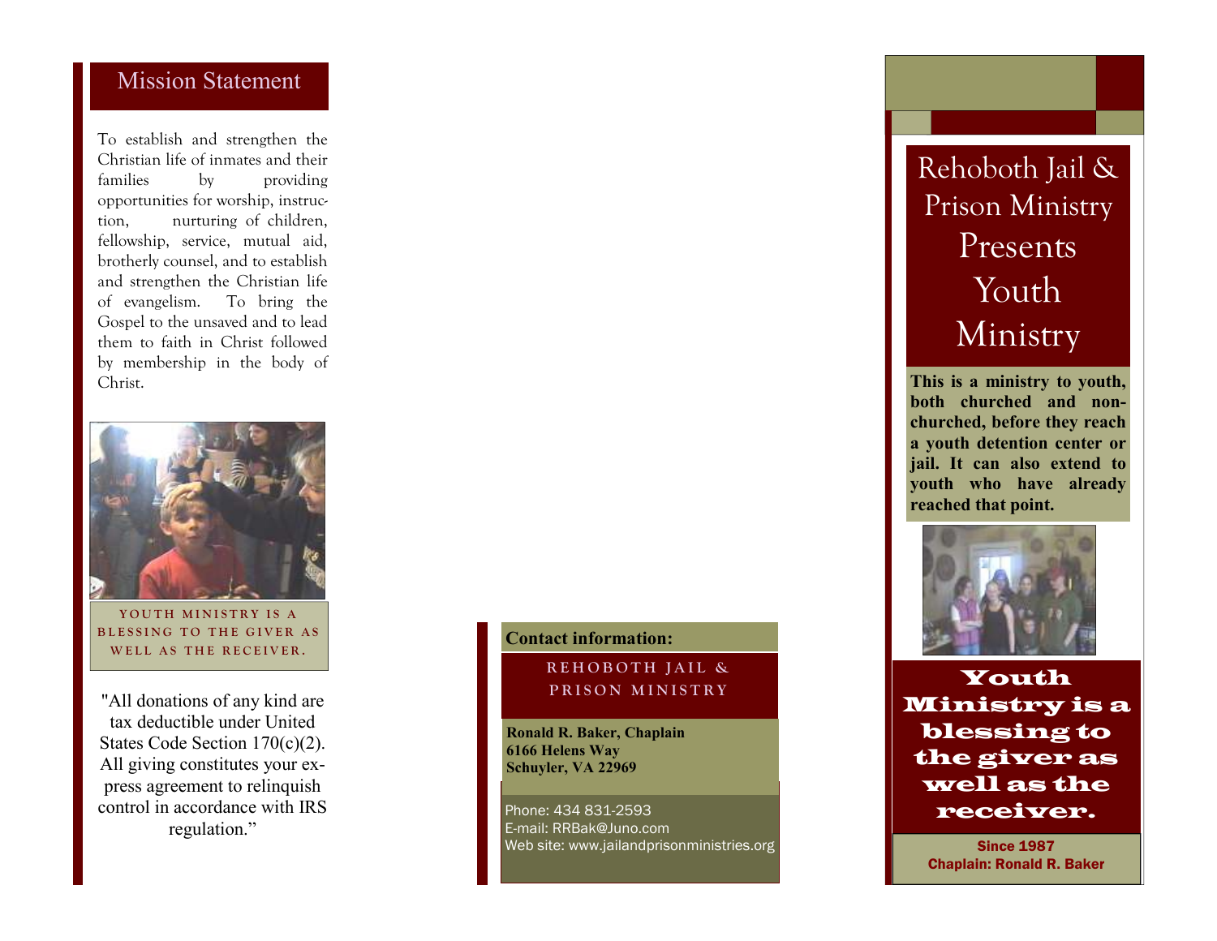## Mission Statement

To establish and strengthen the Christian life of inmates and their families by providing opportunities for worship, instruction, nurturing of children, fellowship, service, mutual aid, brotherly counsel, and to establish and strengthen the Christian life of evangelism. To bring the Gospel to the unsaved and to lead them to faith in Christ followed by membership in the body of Christ.

YOUTH MINISTRY IS A BLESSING TO THE GIVER AS WELL AS THE RECEIVER.

"All donations of any kind are tax deductible under United States Code Section 170(c)(2). All giving constitutes your express agreement to relinquish control in accordance with IRS regulation."

**Contact information:**

REHOBOTH JAIL & PRISON MINISTRY

**Ronald R. Baker, Chaplain**
**6166 Helens Way**
**Schuyler, VA 22969**

Phone: 434 831-2593
E-mail: RRBak@Juno.com
Web site: www.jailandprisonministries.org

# Rehoboth Jail & Prison Ministry Presents Youth Ministry

**This is a ministry to youth, both churched and non-churched, before they reach a youth detention center or jail. It can also extend to youth who have already reached that point.**

**Youth Ministry is a blessing to the giver as well as the receiver.**

**Since 1987**
**Chaplain: Ronald R. Baker**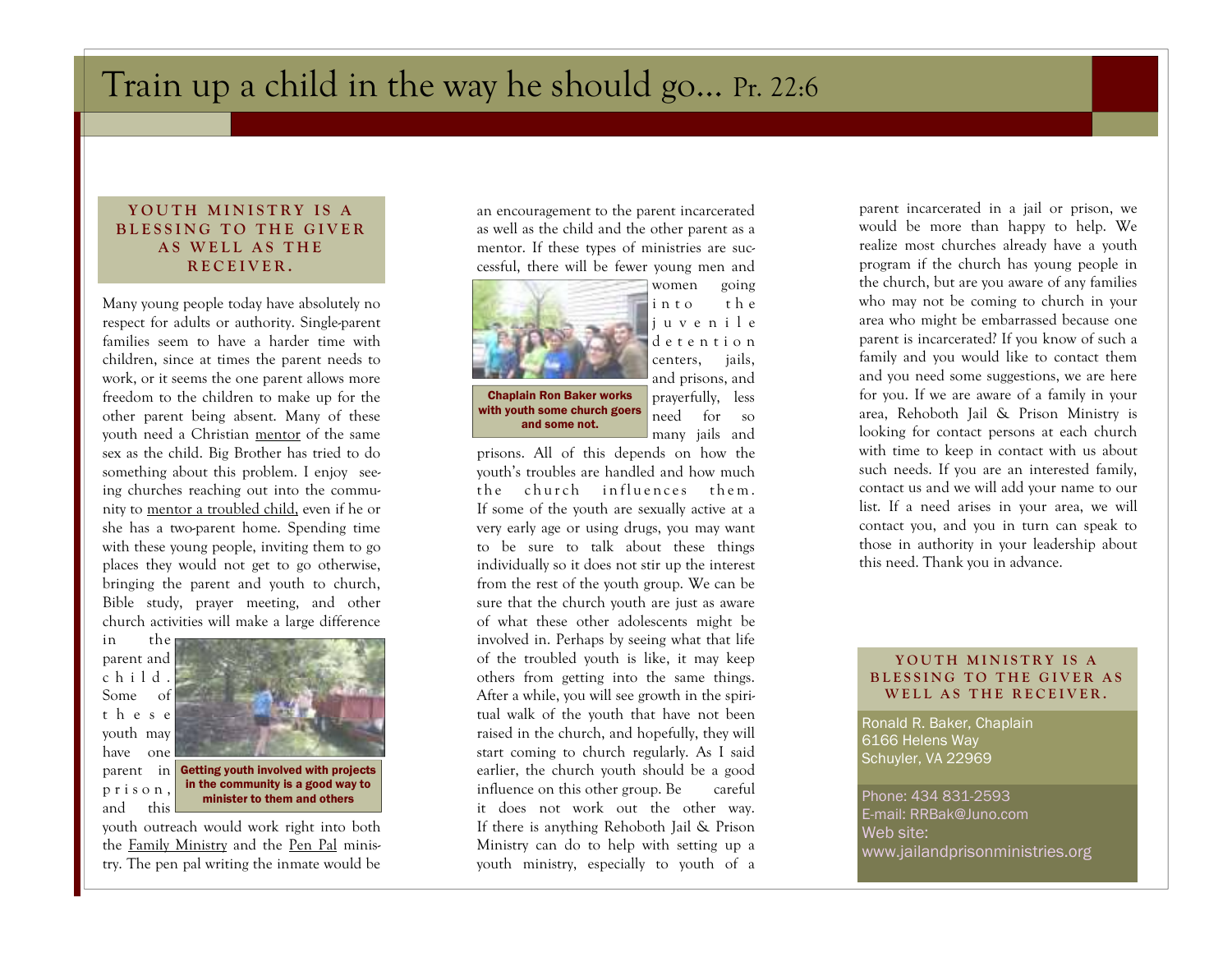# Train up a child in the way he should go… Pr. 22:6

## YOUTH MINISTRY IS A BLESSING TO THE GIVER AS WELL AS THE RECEIVER.

Many young people today have absolutely no respect for adults or authority. Single-parent families seem to have a harder time with children, since at times the parent needs to work, or it seems the one parent allows more freedom to the children to make up for the other parent being absent. Many of these youth need a Christian mentor of the same sex as the child. Big Brother has tried to do something about this problem. I enjoy seeing churches reaching out into the community to mentor a troubled child, even if he or she has a two-parent home. Spending time with these young people, inviting them to go places they would not get to go otherwise, bringing the parent and youth to church, Bible study, prayer meeting, and other church activities will make a large difference in the parent and child. Some of these youth may have one parent in prison, and this youth outreach would work right into both the Family Ministry and the Pen Pal ministry. The pen pal writing the inmate would be an encouragement to the parent incarcerated as well as the child and the other parent as a mentor. If these types of ministries are successful, there will be fewer young men and women going into the juvenile detention centers, jails, and prisons, and prayerfully, less need for so many jails and prisons. All of this depends on how the youth's troubles are handled and how much the church influences them. If some of the youth are sexually active at a very early age or using drugs, you may want to be sure to talk about these things individually so it does not stir up the interest from the rest of the youth group. We can be sure that the church youth are just as aware of what these other adolescents might be involved in. Perhaps by seeing what that life of the troubled youth is like, it may keep others from getting into the same things. After a while, you will see growth in the spiritual walk of the youth that have not been raised in the church, and hopefully, they will start coming to church regularly. As I said earlier, the church youth should be a good influence on this other group. Be careful it does not work out the other way. If there is anything Rehoboth Jail & Prison Ministry can do to help with setting up a youth ministry, especially to youth of a parent incarcerated in a jail or prison, we would be more than happy to help. We realize most churches already have a youth program if the church has young people in the church, but are you aware of any families who may not be coming to church in your area who might be embarrassed because one parent is incarcerated? If you know of such a family and you would like to contact them and you need some suggestions, we are here for you. If we are aware of a family in your area, Rehoboth Jail & Prison Ministry is looking for contact persons at each church with time to keep in contact with us about such needs. If you are an interested family, contact us and we will add your name to our list. If a need arises in your area, we will contact you, and you in turn can speak to those in authority in your leadership about this need. Thank you in advance.

Getting youth involved with projects in the community is a good way to minister to them and others

Chaplain Ron Baker works with youth some church goers and some not.

## YOUTH MINISTRY IS A BLESSING TO THE GIVER AS WELL AS THE RECEIVER.

Ronald R. Baker, Chaplain
6166 Helens Way
Schuyler, VA 22969

Phone: 434 831-2593
E-mail: RRBak@Juno.com
Web site:
www.jailandprisonministries.org